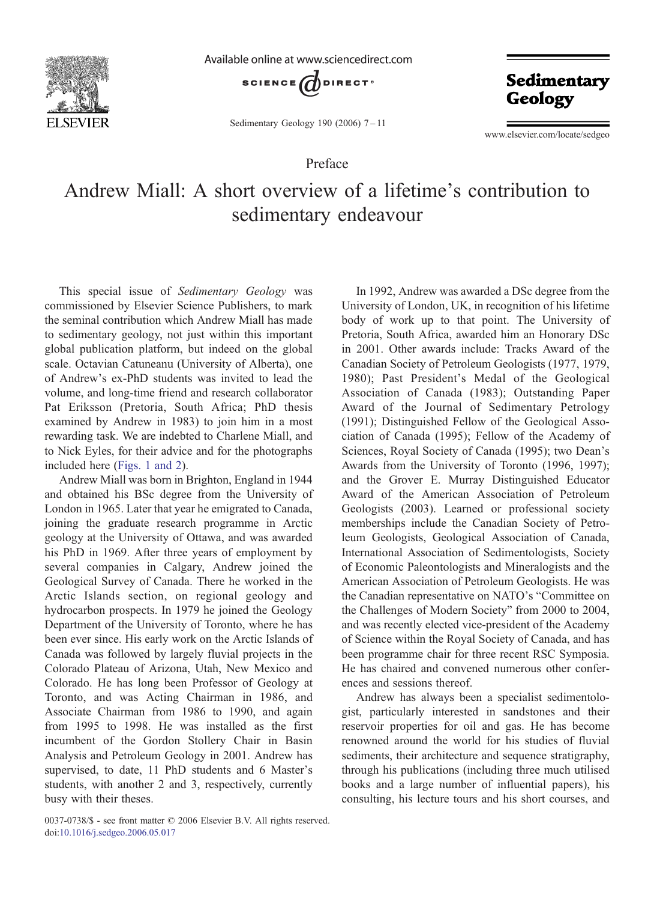Preface

# Andrew Miall: A short overview of a lifetime's contribution to sedimentary endeavour

This special issue of *Sedimentary Geology* was commissioned by Elsevier Science Publishers, to mark the seminal contribution which Andrew Miall has made to sedimentary geology, not just within this important global publication platform, but indeed on the global scale. Octavian Catuneanu (University of Alberta), one of Andrew's ex-PhD students was invited to lead the volume, and long-time friend and research collaborator Pat Eriksson (Pretoria, South Africa; PhD thesis examined by Andrew in 1983) to join him in a most rewarding task. We are indebted to Charlene Miall, and to Nick Eyles, for their advice and for the photographs included here (Figs. 1 and 2).

Andrew Miall was born in Brighton, England in 1944 and obtained his BSc degree from the University of London in 1965. Later that year he emigrated to Canada, joining the graduate research programme in Arctic geology at the University of Ottawa, and was awarded his PhD in 1969. After three years of employment by several companies in Calgary, Andrew joined the Geological Survey of Canada. There he worked in the Arctic Islands section, on regional geology and hydrocarbon prospects. In 1979 he joined the Geology Department of the University of Toronto, where he has been ever since. His early work on the Arctic Islands of Canada was followed by largely fluvial projects in the Colorado Plateau of Arizona, Utah, New Mexico and Colorado. He has long been Professor of Geology at Toronto, and was Acting Chairman in 1986, and Associate Chairman from 1986 to 1990, and again from 1995 to 1998. He was installed as the first incumbent of the Gordon Stollery Chair in Basin Analysis and Petroleum Geology in 2001. Andrew has supervised, to date, 11 PhD students and 6 Master's students, with another 2 and 3, respectively, currently busy with their theses.

In 1992, Andrew was awarded a DSc degree from the University of London, UK, in recognition of his lifetime body of work up to that point. The University of Pretoria, South Africa, awarded him an Honorary DSc in 2001. Other awards include: Tracks Award of the Canadian Society of Petroleum Geologists (1977, 1979, 1980); Past President's Medal of the Geological Association of Canada (1983); Outstanding Paper Award of the Journal of Sedimentary Petrology (1991); Distinguished Fellow of the Geological Association of Canada (1995); Fellow of the Academy of Sciences, Royal Society of Canada (1995); two Dean's Awards from the University of Toronto (1996, 1997); and the Grover E. Murray Distinguished Educator Award of the American Association of Petroleum Geologists (2003). Learned or professional society memberships include the Canadian Society of Petroleum Geologists, Geological Association of Canada, International Association of Sedimentologists, Society of Economic Paleontologists and Mineralogists and the American Association of Petroleum Geologists. He was the Canadian representative on NATO's "Committee on the Challenges of Modern Society" from 2000 to 2004, and was recently elected vice-president of the Academy of Science within the Royal Society of Canada, and has been programme chair for three recent RSC Symposia. He has chaired and convened numerous other conferences and sessions thereof.

Andrew has always been a specialist sedimentologist, particularly interested in sandstones and their reservoir properties for oil and gas. He has become renowned around the world for his studies of fluvial sediments, their architecture and sequence stratigraphy, through his publications (including three much utilised books and a large number of influential papers), his consulting, his lecture tours and his short courses, and

0037-0738/$ - see front matter © 2006 Elsevier B.V. All rights reserved.
doi:10.1016/j.sedgeo.2006.05.017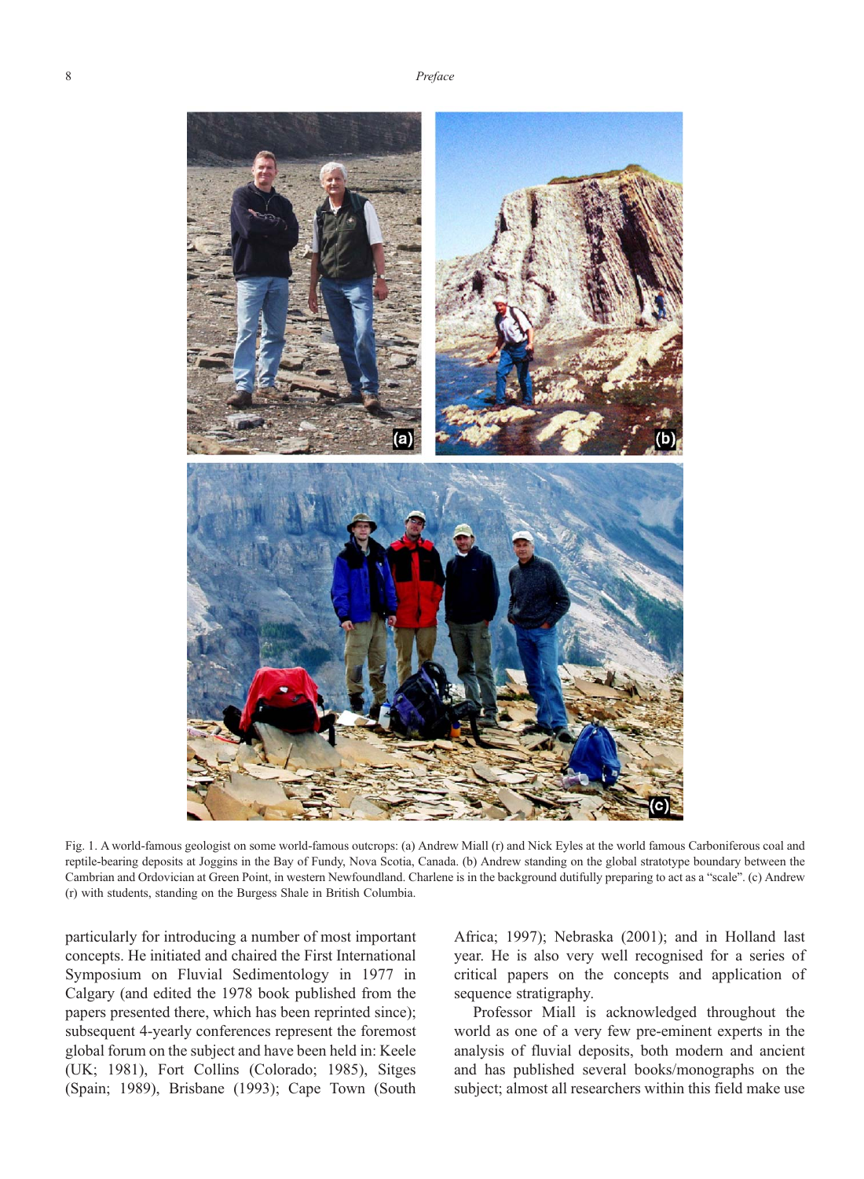Fig. 1. A world-famous geologist on some world-famous outcrops: (a) Andrew Miall (r) and Nick Eyles at the world famous Carboniferous coal and reptile-bearing deposits at Joggins in the Bay of Fundy, Nova Scotia, Canada. (b) Andrew standing on the global stratotype boundary between the Cambrian and Ordovician at Green Point, in western Newfoundland. Charlene is in the background dutifully preparing to act as a "scale". (c) Andrew (r) with students, standing on the Burgess Shale in British Columbia.

particularly for introducing a number of most important concepts. He initiated and chaired the First International Symposium on Fluvial Sedimentology in 1977 in Calgary (and edited the 1978 book published from the papers presented there, which has been reprinted since); subsequent 4-yearly conferences represent the foremost global forum on the subject and have been held in: Keele (UK; 1981), Fort Collins (Colorado; 1985), Sitges (Spain; 1989), Brisbane (1993); Cape Town (South Africa; 1997); Nebraska (2001); and in Holland last year. He is also very well recognised for a series of critical papers on the concepts and application of sequence stratigraphy.

Professor Miall is acknowledged throughout the world as one of a very few pre-eminent experts in the analysis of fluvial deposits, both modern and ancient and has published several books/monographs on the subject; almost all researchers within this field make use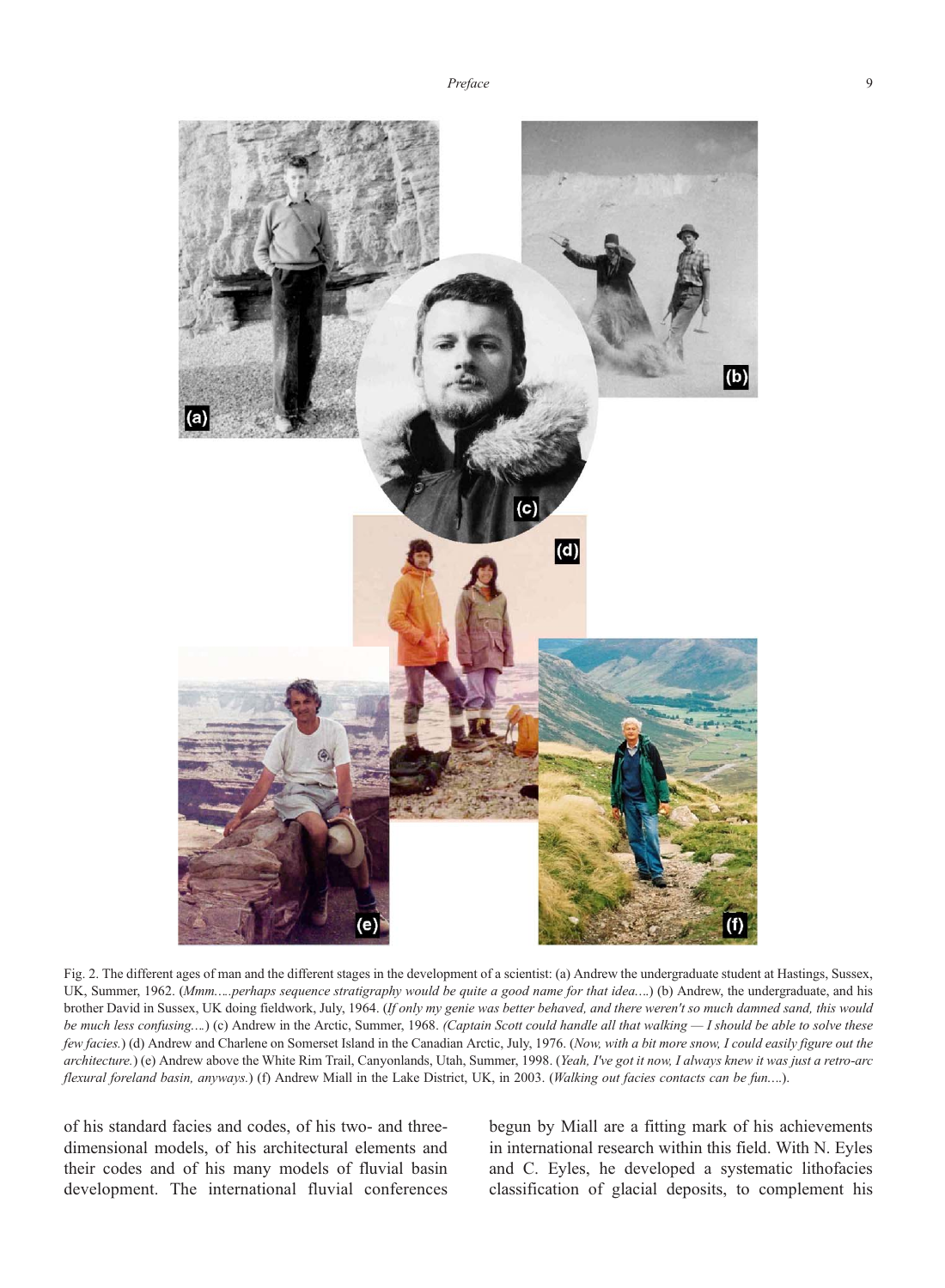Fig. 2. The different ages of man and the different stages in the development of a scientist: (a) Andrew the undergraduate student at Hastings, Sussex, UK, Summer, 1962. (*Mmm.….perhaps sequence stratigraphy would be quite a good name for that idea….*) (b) Andrew, the undergraduate, and his brother David in Sussex, UK doing fieldwork, July, 1964. (*If only my genie was better behaved, and there weren't so much damned sand, this would be much less confusing….*) (c) Andrew in the Arctic, Summer, 1968. *(Captain Scott could handle all that walking — I should be able to solve these few facies.*) (d) Andrew and Charlene on Somerset Island in the Canadian Arctic, July, 1976. (*Now, with a bit more snow, I could easily figure out the architecture.*) (e) Andrew above the White Rim Trail, Canyonlands, Utah, Summer, 1998. (*Yeah, I've got it now, I always knew it was just a retro-arc flexural foreland basin, anyways.*) (f) Andrew Miall in the Lake District, UK, in 2003. (*Walking out facies contacts can be fun….*).

of his standard facies and codes, of his two- and three-dimensional models, of his architectural elements and their codes and of his many models of fluvial basin development. The international fluvial conferences begun by Miall are a fitting mark of his achievements in international research within this field. With N. Eyles and C. Eyles, he developed a systematic lithofacies classification of glacial deposits, to complement his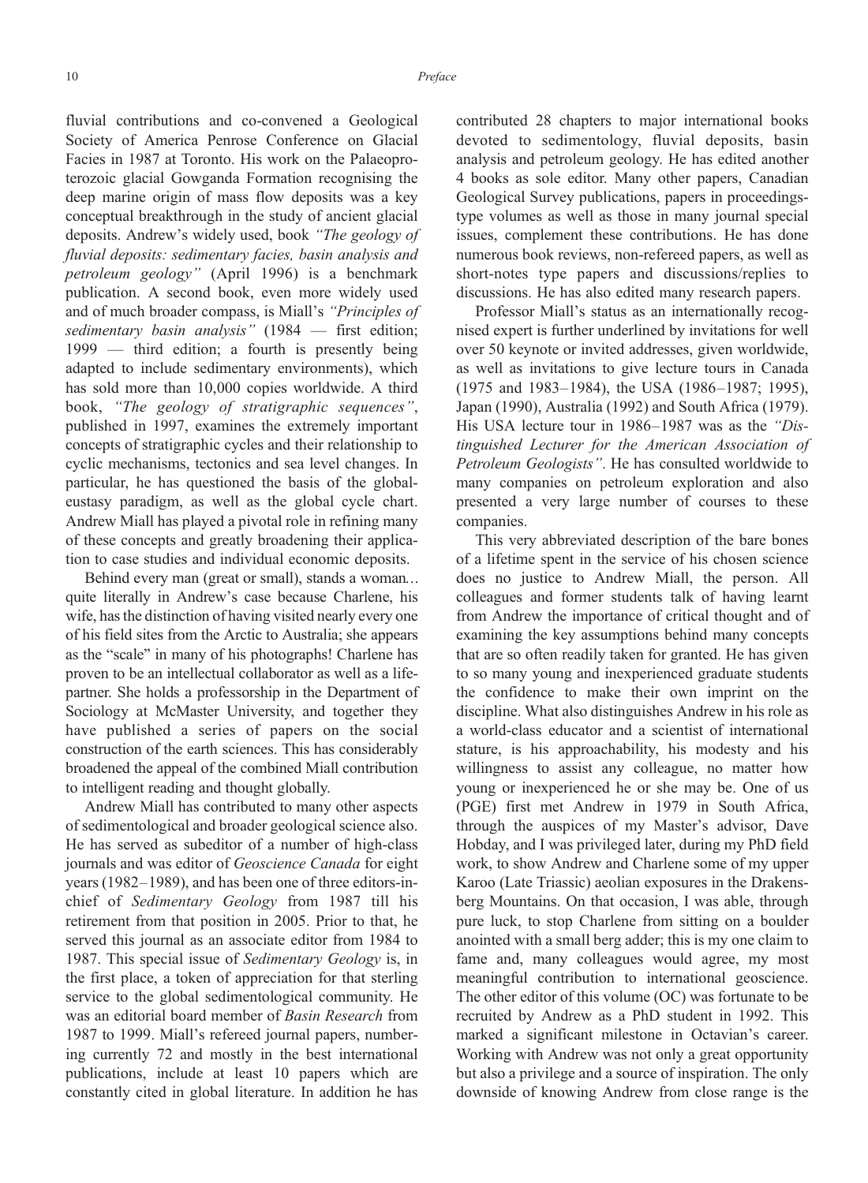fluvial contributions and co-convened a Geological Society of America Penrose Conference on Glacial Facies in 1987 at Toronto. His work on the Palaeoproterozoic glacial Gowganda Formation recognising the deep marine origin of mass flow deposits was a key conceptual breakthrough in the study of ancient glacial deposits. Andrew's widely used, book *"The geology of fluvial deposits: sedimentary facies, basin analysis and petroleum geology"* (April 1996) is a benchmark publication. A second book, even more widely used and of much broader compass, is Miall's *"Principles of sedimentary basin analysis"* (1984 — first edition; 1999 — third edition; a fourth is presently being adapted to include sedimentary environments), which has sold more than 10,000 copies worldwide. A third book, *"The geology of stratigraphic sequences"*, published in 1997, examines the extremely important concepts of stratigraphic cycles and their relationship to cyclic mechanisms, tectonics and sea level changes. In particular, he has questioned the basis of the global-eustasy paradigm, as well as the global cycle chart. Andrew Miall has played a pivotal role in refining many of these concepts and greatly broadening their application to case studies and individual economic deposits.

Behind every man (great or small), stands a woman… quite literally in Andrew's case because Charlene, his wife, has the distinction of having visited nearly every one of his field sites from the Arctic to Australia; she appears as the "scale" in many of his photographs! Charlene has proven to be an intellectual collaborator as well as a life-partner. She holds a professorship in the Department of Sociology at McMaster University, and together they have published a series of papers on the social construction of the earth sciences. This has considerably broadened the appeal of the combined Miall contribution to intelligent reading and thought globally.

Andrew Miall has contributed to many other aspects of sedimentological and broader geological science also. He has served as subeditor of a number of high-class journals and was editor of *Geoscience Canada* for eight years (1982–1989), and has been one of three editors-in-chief of *Sedimentary Geology* from 1987 till his retirement from that position in 2005. Prior to that, he served this journal as an associate editor from 1984 to 1987. This special issue of *Sedimentary Geology* is, in the first place, a token of appreciation for that sterling service to the global sedimentological community. He was an editorial board member of *Basin Research* from 1987 to 1999. Miall's refereed journal papers, numbering currently 72 and mostly in the best international publications, include at least 10 papers which are constantly cited in global literature. In addition he has contributed 28 chapters to major international books devoted to sedimentology, fluvial deposits, basin analysis and petroleum geology. He has edited another 4 books as sole editor. Many other papers, Canadian Geological Survey publications, papers in proceedings-type volumes as well as those in many journal special issues, complement these contributions. He has done numerous book reviews, non-refereed papers, as well as short-notes type papers and discussions/replies to discussions. He has also edited many research papers.

Professor Miall's status as an internationally recognised expert is further underlined by invitations for well over 50 keynote or invited addresses, given worldwide, as well as invitations to give lecture tours in Canada (1975 and 1983–1984), the USA (1986–1987; 1995), Japan (1990), Australia (1992) and South Africa (1979). His USA lecture tour in 1986–1987 was as the *"Distinguished Lecturer for the American Association of Petroleum Geologists"*. He has consulted worldwide to many companies on petroleum exploration and also presented a very large number of courses to these companies.

This very abbreviated description of the bare bones of a lifetime spent in the service of his chosen science does no justice to Andrew Miall, the person. All colleagues and former students talk of having learnt from Andrew the importance of critical thought and of examining the key assumptions behind many concepts that are so often readily taken for granted. He has given to so many young and inexperienced graduate students the confidence to make their own imprint on the discipline. What also distinguishes Andrew in his role as a world-class educator and a scientist of international stature, is his approachability, his modesty and his willingness to assist any colleague, no matter how young or inexperienced he or she may be. One of us (PGE) first met Andrew in 1979 in South Africa, through the auspices of my Master's advisor, Dave Hobday, and I was privileged later, during my PhD field work, to show Andrew and Charlene some of my upper Karoo (Late Triassic) aeolian exposures in the Drakensberg Mountains. On that occasion, I was able, through pure luck, to stop Charlene from sitting on a boulder anointed with a small berg adder; this is my one claim to fame and, many colleagues would agree, my most meaningful contribution to international geoscience. The other editor of this volume (OC) was fortunate to be recruited by Andrew as a PhD student in 1992. This marked a significant milestone in Octavian's career. Working with Andrew was not only a great opportunity but also a privilege and a source of inspiration. The only downside of knowing Andrew from close range is the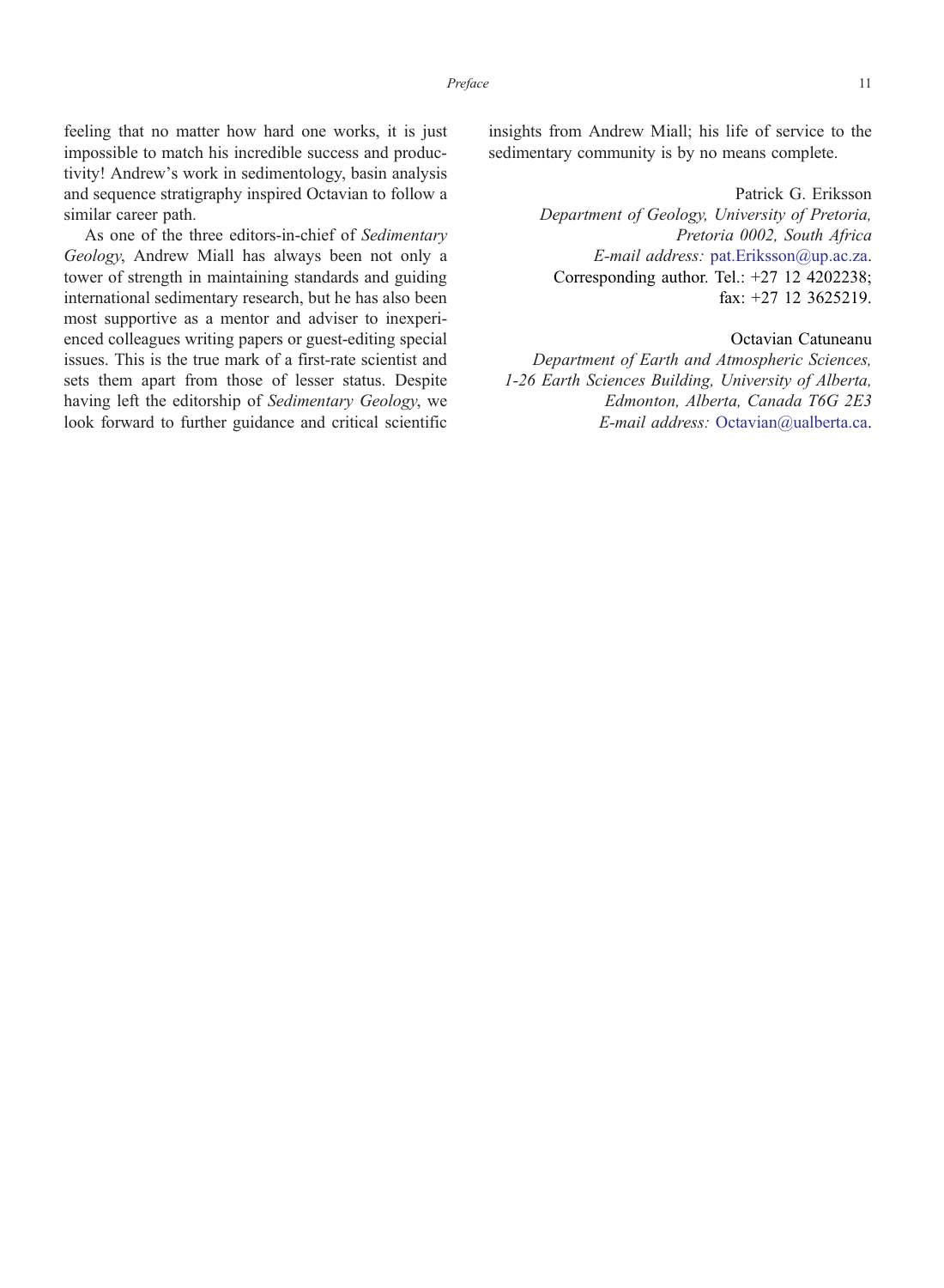feeling that no matter how hard one works, it is just impossible to match his incredible success and productivity! Andrew's work in sedimentology, basin analysis and sequence stratigraphy inspired Octavian to follow a similar career path.

As one of the three editors-in-chief of *Sedimentary Geology*, Andrew Miall has always been not only a tower of strength in maintaining standards and guiding international sedimentary research, but he has also been most supportive as a mentor and adviser to inexperienced colleagues writing papers or guest-editing special issues. This is the true mark of a first-rate scientist and sets them apart from those of lesser status. Despite having left the editorship of *Sedimentary Geology*, we look forward to further guidance and critical scientific insights from Andrew Miall; his life of service to the sedimentary community is by no means complete.

Patrick G. Eriksson
*Department of Geology, University of Pretoria, Pretoria 0002, South Africa*
*E-mail address:* pat.Eriksson@up.ac.za.
Corresponding author. Tel.: +27 12 4202238; fax: +27 12 3625219.

Octavian Catuneanu
*Department of Earth and Atmospheric Sciences, 1-26 Earth Sciences Building, University of Alberta, Edmonton, Alberta, Canada T6G 2E3*
*E-mail address:* Octavian@ualberta.ca.